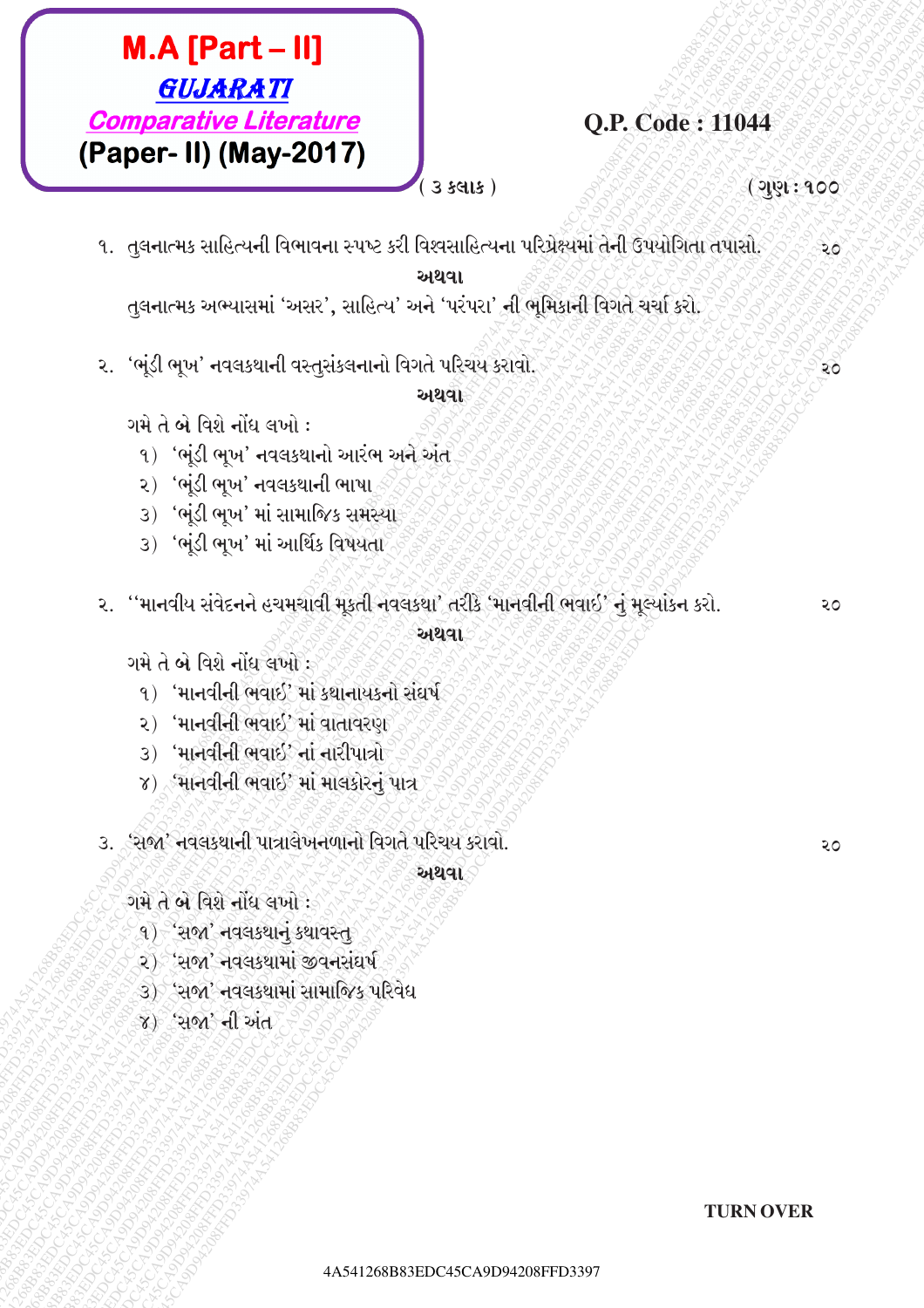# M.A [Part – II]

## GUJARATI

### Comparative Literature

### (Paper- II) (May-2017)

**Q.P. Code : 11044**

( ૩ કલાક ) (ગુણ : ૧૦૦)

૧. તુલનાત્મક સાહિત્યની વિભાવના સ્પષ્ટ કરી વિશ્વસાહિત્યના પરિપ્રેક્ષ્યમાં તેની ઉપયોગિતા તપાસો. ૨૦

**અથવા**

તુલનાત્મક અભ્યાસમાં 'અસર', સાહિત્ય' અને 'પરંપરા' ની ભૂમિકાની વિગતે ચર્ચા કરો.

૨. 'ભૂંડી ભૂખ' નવલકથાની વસ્તુસંકલનાનો વિગતે પરિચય કરાવો. ૨૦

**અથવા**

ગમે તે બે વિશે નોંધ લખો :

૧) 'ભૂંડી ભૂખ' નવલકથાનો આરંભ અને અંત
૨) 'ભૂંડી ભૂખ' નવલકથાની ભાષા
૩) 'ભૂંડી ભૂખ' માં સામાજિક સમસ્યા
૩) 'ભૂંડી ભૂખ' માં આર્થિક વિષયતા

૨. ''માનવીય સંવેદનને હચમચાવી મૂકતી નવલકથા' તરીકે 'માનવીની ભવાઈ' નું મૂલ્યાંકન કરો. ૨૦

**અથવા**

ગમે તે બે વિશે નોંધ લખો :

૧) 'માનવીની ભવાઈ' માં કથાનાયકનો સંઘર્ષ
૨) 'માનવીની ભવાઈ' માં વાતાવરણ
૩) 'માનવીની ભવાઈ' નાં નારીપાત્રો
૪) 'માનવીની ભવાઈ' માં માલકોરનું પાત્ર

૩. 'સજા' નવલકથાની પાત્રાલેખનળાનો વિગતે પરિચય કરાવો. ૨૦

**અથવા**

ગમે તે બે વિશે નોંધ લખો :

૧) 'સજા' નવલકથાનું કથાવસ્તુ
૨) 'સજા' નવલકથામાં જીવનસંઘર્ષ
૩) 'સજા' નવલકથામાં સામાજિક પરિવેધ
૪) 'સજા' ની અંત

TURN OVER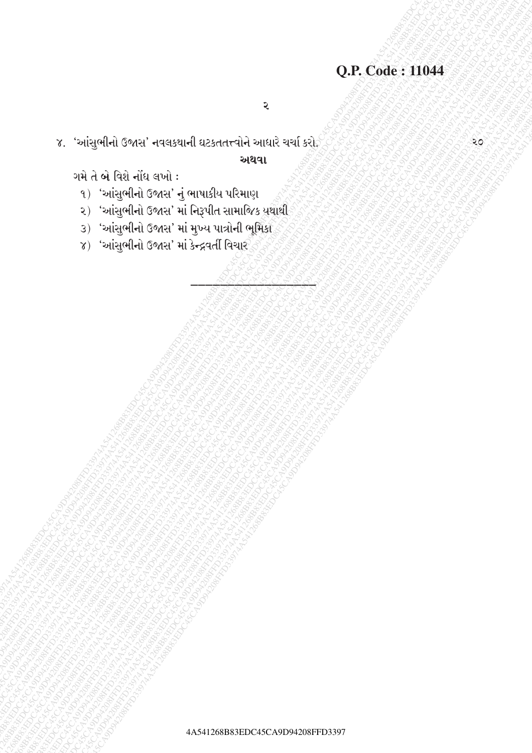૪. 'આંસુભીનો ઉજાસ' નવલકથાની ઘટકતત્ત્વોને આધારે ચર્ચા કરો. ૨૦

**અથવા**

ગમે તે **બે** વિશે નોંધ લખો :

૧) 'આંસુભીનો ઉજાસ' નું ભાષાકીય પરિમાણ

૨) 'આંસુભીનો ઉજાસ' માં નિરૂપીત સામાજિક યથાથી

૩) 'આંસુભીનો ઉજાસ' માં મુખ્ય પાત્રોની ભૂમિકા

૪) 'આંસુભીનો ઉજાસ' માં કેન્દ્રવર્તી વિચાર

---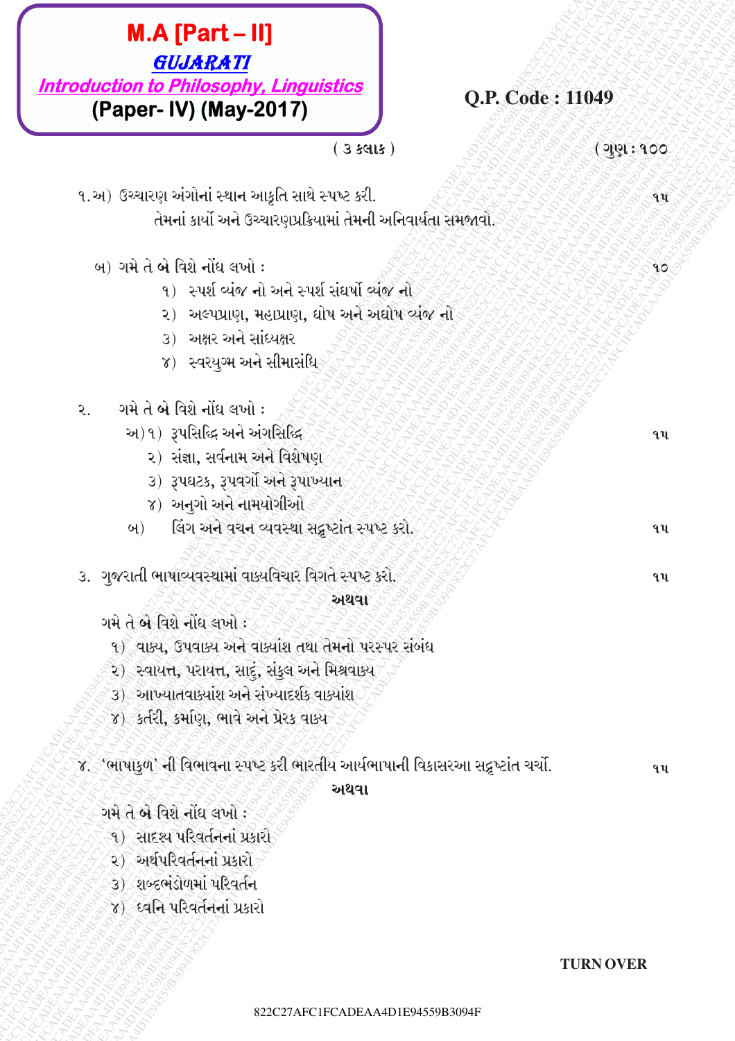# M.A [Part – II]

## *GUJARATI*

### *Introduction to Philosophy, Linguistics*

### (Paper- IV) (May-2017)

**Q.P. Code : 11049**

( ૩ કલાક ) (ગુણ : ૧૦૦

૧.અ) ઉચ્ચારણ અંગોનાં સ્થાન આકૃતિ સાથે સ્પષ્ટ કરી. ૧૫
તેમનાં કાર્યો અને ઉચ્ચારણપ્રક્રિયામાં તેમની અનિવાર્યતા સમજાવો.

બ) ગમે તે બે વિશે નોંધ લખો : ૧૦
  ૧) સ્પર્શ વ્યંજ નો અને સ્પર્શ સંઘર્ષો વ્યંજ નો
  ૨) અલ્પપ્રાણ, મહાપ્રાણ, ઘોષ અને અઘોષ વ્યંજ નો
  ૩) અક્ષર અને સાંધ્યક્ષર
  ૪) સ્વરયુગ્મ અને સીમાસંધિ

૨. ગમે તે બે વિશે નોંધ લખો :
  અ) ૧) રૂપસિદ્ધિ અને અંગસિદ્ધિ ૧૫
  ૨) સંજ્ઞા, સર્વનામ અને વિશેષણ
  ૩) રૂપઘટક, રૂપવર્ગો અને રૂપાખ્યાન
  ૪) અનુગો અને નામયોગીઓ
  બ) લિંગ અને વચન વ્યવસ્થા સદૃષ્ટાંત સ્પષ્ટ કરો. ૧૫

૩. ગુજરાતી ભાષાવ્યવસ્થામાં વાક્યવિચાર વિગતે સ્પષ્ટ કરો. ૧૫

**અથવા**

ગમે તે બે વિશે નોંધ લખો :
  ૧) વાક્ય, ઉપવાક્ય અને વાક્યાંશ તથા તેમનો પરસ્પર સંબંધ
  ૨) સ્વાયત્ત, પરાયત્ત, સાદું, સંકુલ અને મિશ્રવાક્ય
  ૩) આખ્યાતવાક્યાંશ અને સંખ્યાદર્શક વાક્યાંશ
  ૪) કર્તરી, કર્માણ, ભાવે અને પ્રેરક વાક્ય

૪. 'ભાષાકુળ' ની વિભાવના સ્પષ્ટ કરી ભારતીય આર્યભાષાની વિકાસરઆ સદૃષ્ટાંત ચર્ચો. ૧૫

**અથવા**

ગમે તે બે વિશે નોંધ લખો :
  ૧) સાદૃશ્ય પરિવર્તનનાં પ્રકારો
  ૨) અર્થપરિવર્તનનાં પ્રકારો
  ૩) શબ્દભંડોળમાં પરિવર્તન
  ૪) ધ્વનિ પરિવર્તનનાં પ્રકારો

**TURN OVER**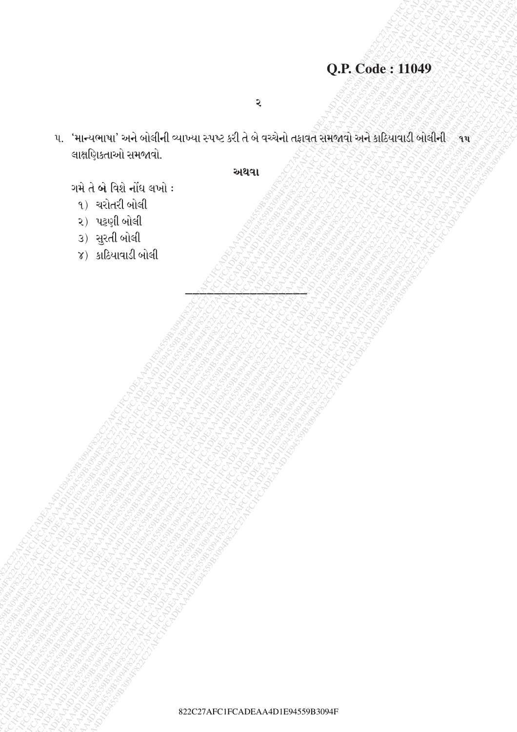**Q.P. Code : 11049**

૫. 'માન્યભાષા' અને બોલીની વ્યાખ્યા સ્પષ્ટ કરી તે બે વચ્ચેનો તફાવત સમજાવો અને કાઠિયાવાડી બોલીની લાક્ષણિકતાઓ સમજાવો. **૧૫**

**અથવા**

ગમે તે **બે** વિશે નોંધ લખો :

૧) ચરોતરી બોલી

૨) પટ્ટણી બોલી

૩) સુરતી બોલી

૪) કાઠિયાવાડી બોલી

---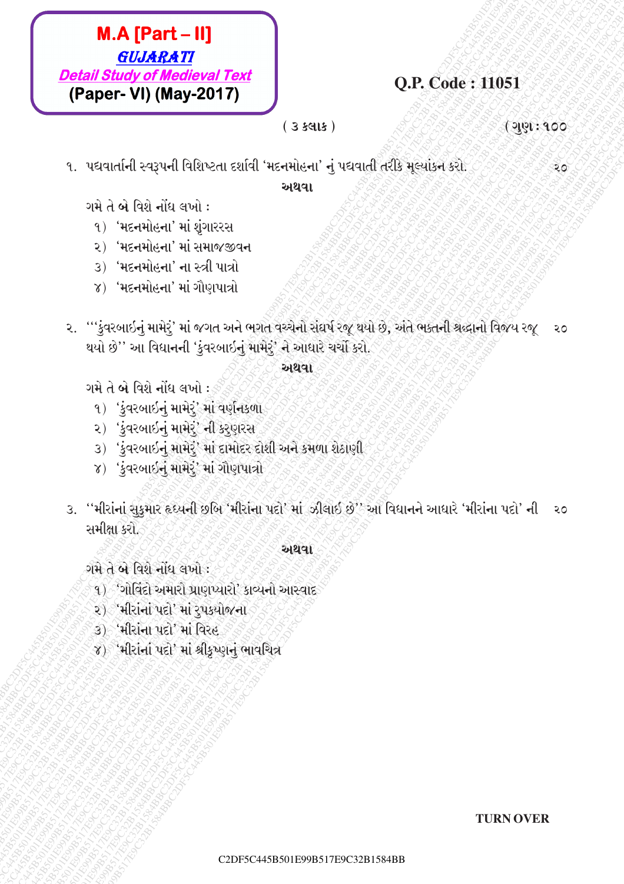**M.A [Part – II]**
***GUJARATI***
***Detail Study of Medieval Text***
**(Paper- VI) (May-2017)**

**Q.P. Code : 11051**

( ૩ કલાક ) (ગુણ : ૧૦૦

૧. પદ્યવાર્તાની સ્વરૂપની વિશિષ્ટતા દર્શાવી 'મદનમોહના' નું પદ્યવાતી તરીકે મૂલ્યાંકન કરો. ૨૦

અથવા

ગમે તે બે વિશે નોંધ લખો :

૧) 'મદનમોહના' માં શૃંગારરસ
૨) 'મદનમોહના' માં સમાજજીવન
૩) 'મદનમોહના' ના સ્ત્રી પાત્રો
૪) 'મદનમોહના' માં ગૌણપાત્રો

૨. "'કુંવરબાઈનું મામેરું' માં જગત અને ભગત વચ્ચેનો સંઘર્ષ રજૂ થયો છે, અંતે ભક્તની શ્રદ્ધાનો વિજય રજૂ થયો છે" આ વિધાનની 'કુંવરબાઈનું મામેરું' ને આધારે ચર્ચા કરો. ૨૦

અથવા

ગમે તે બે વિશે નોંધ લખો :

૧) 'કુંવરબાઈનું મામેરું' માં વર્ણનકળા
૨) 'કુંવરબાઈનું મામેરું' ની કરુણરસ
૩) 'કુંવરબાઈનું મામેરું' માં દામોદર દોશી અને કમળા શેઠાણી
૪) 'કુંવરબાઈનું મામેરું' માં ગૌણપાત્રો

૩. "મીરાંનાં સુકુમાર હૃધ્યની છબિ 'મીરાંના પદો' માં ઝીલાઈ છે" આ વિધાનને આધારે 'મીરાંના પદો' ની સમીક્ષા કરો. ૨૦

અથવા

ગમે તે બે વિશે નોંધ લખો :

૧) 'ગોવિંદો અમારો પ્રાણપ્યારો' કાવ્યનો આસ્વાદ
૨) 'મીરાંનાં પદો' માં રુપકયોજના
૩) 'મીરાંના પદો' માં વિરહ
૪) 'મીરાંનાં પદો' માં શ્રીકૃષ્ણનું ભાવચિત્ર

**TURN OVER**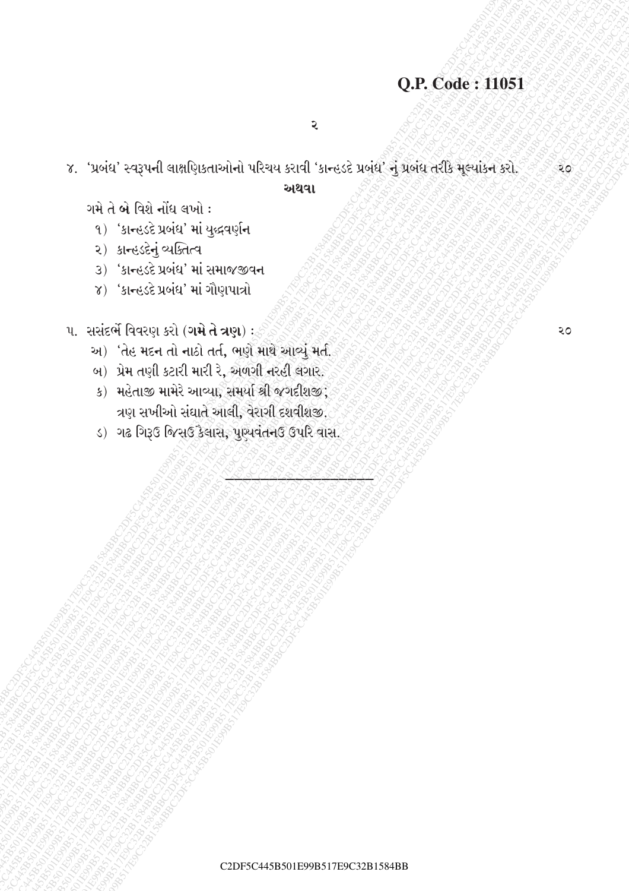**Q.P. Code : 11051**

૪. 'પ્રબંધ' સ્વરૂપની લાક્ષણિકતાઓનો પરિચય કરાવી 'કાન્હડદે પ્રબંધ' નું પ્રબંધ તરીકે મૂલ્યાંકન કરો. ૨૦

**અથવા**

ગમે તે **બે** વિશે નોંધ લખો :

૧) 'કાન્હડદે પ્રબંધ' માં યુદ્ધવર્ણન

૨) કાન્હડદેનું વ્યક્તિત્વ

૩) 'કાન્હડદે પ્રબંધ' માં સમાજજીવન

૪) 'કાન્હડદે પ્રબંધ' માં ગૌણપાત્રો

૫. સસંદર્ભે વિવરણ કરો (**ગમે તે ત્રણ**) : ૨૦

અ) 'તેહ મદન તો નાઠો તર્ત, ભણે માથે આવ્યું મર્ત.

બ) પ્રેમ તણી કટારી મારી રે, અળગી નરહી લગાર.

ક) મહેતાજી મામેરે આવ્યા, સમર્યા શ્રી જગદીશજી;
ત્રણ સખીઓ સંઘાતે આલી, વેરાગી દશવીશજી.

ડ) ગઢ ગિરૂઉ જિસઉ કૈલાસ, પુણ્યવંતનઉ ઉપરિ વાસ.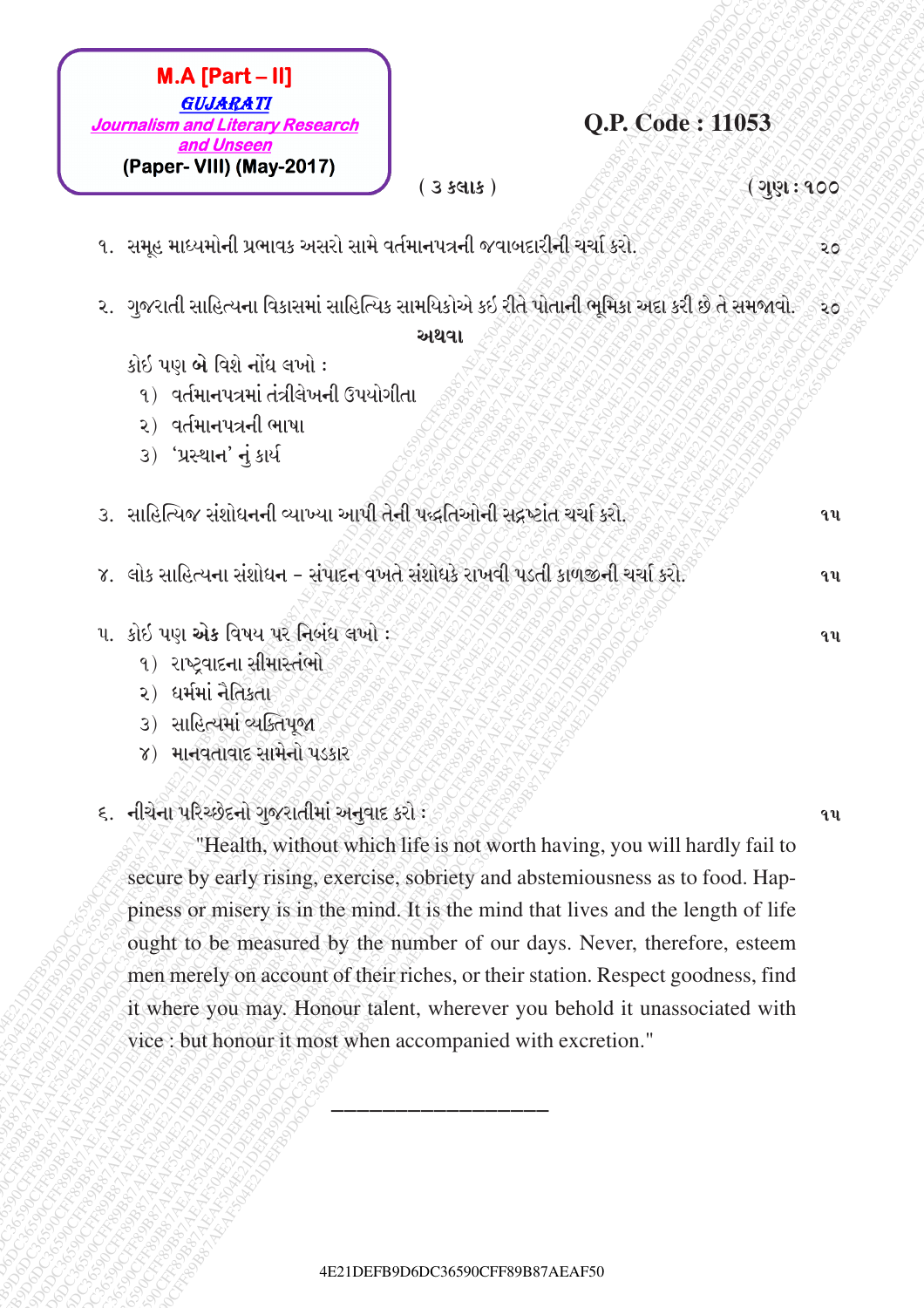**M.A [Part – II]**
***GUJARATI***
***Journalism and Literary Research and Unseen***
**(Paper- VIII) (May-2017)**

**Q.P. Code : 11053**

( ૩ કલાક ) ( ગુણ : ૧૦૦

૧. સમૂહ માધ્યમોની પ્રભાવક અસરો સામે વર્તમાનપત્રની જવાબદારીની ચર્ચા કરો. ૨૦

૨. ગુજરાતી સાહિત્યના વિકાસમાં સાહિત્યિક સામયિકોએ કઇ રીતે પોતાની ભૂમિકા અદા કરી છે તે સમજાવો. ૨૦

**અથવા**

કોઈ પણ **બે** વિશે નોંધ લખો :

૧) વર્તમાનપત્રમાં તંત્રીલેખની ઉપયોગીતા
૨) વર્તમાનપત્રની ભાષા
૩) 'પ્રસ્થાન' નું કાર્ય

૩. સાહિત્યિજ સંશોધનની વ્યાખ્યા આપી તેની પદ્ધતિઓની સદ્રષ્ટાંત ચર્ચા કરો. ૧૫

૪. લોક સાહિત્યના સંશોધન – સંપાદન વખતે સંશોધકે રાખવી પડતી કાળજીની ચર્ચા કરો. ૧૫

૫. કોઈ પણ **એક** વિષય પર નિબંધ લખો : ૧૫

૧) રાષ્ટ્રવાદના સીમાસ્તંભો
૨) ધર્મમાં નૈતિકતા
૩) સાહિત્યમાં વ્યક્તિપૂજા
૪) માનવતાવાદ સામેનો પડકાર

૬. નીચેના પરિચ્છેદનો ગુજરાતીમાં અનુવાદ કરો : ૧૫

"Health, without which life is not worth having, you will hardly fail to secure by early rising, exercise, sobriety and abstemiousness as to food. Happiness or misery is in the mind. It is the mind that lives and the length of life ought to be measured by the number of our days. Never, therefore, esteem men merely on account of their riches, or their station. Respect goodness, find it where you may. Honour talent, wherever you behold it unassociated with vice : but honour it most when accompanied with excretion."

---